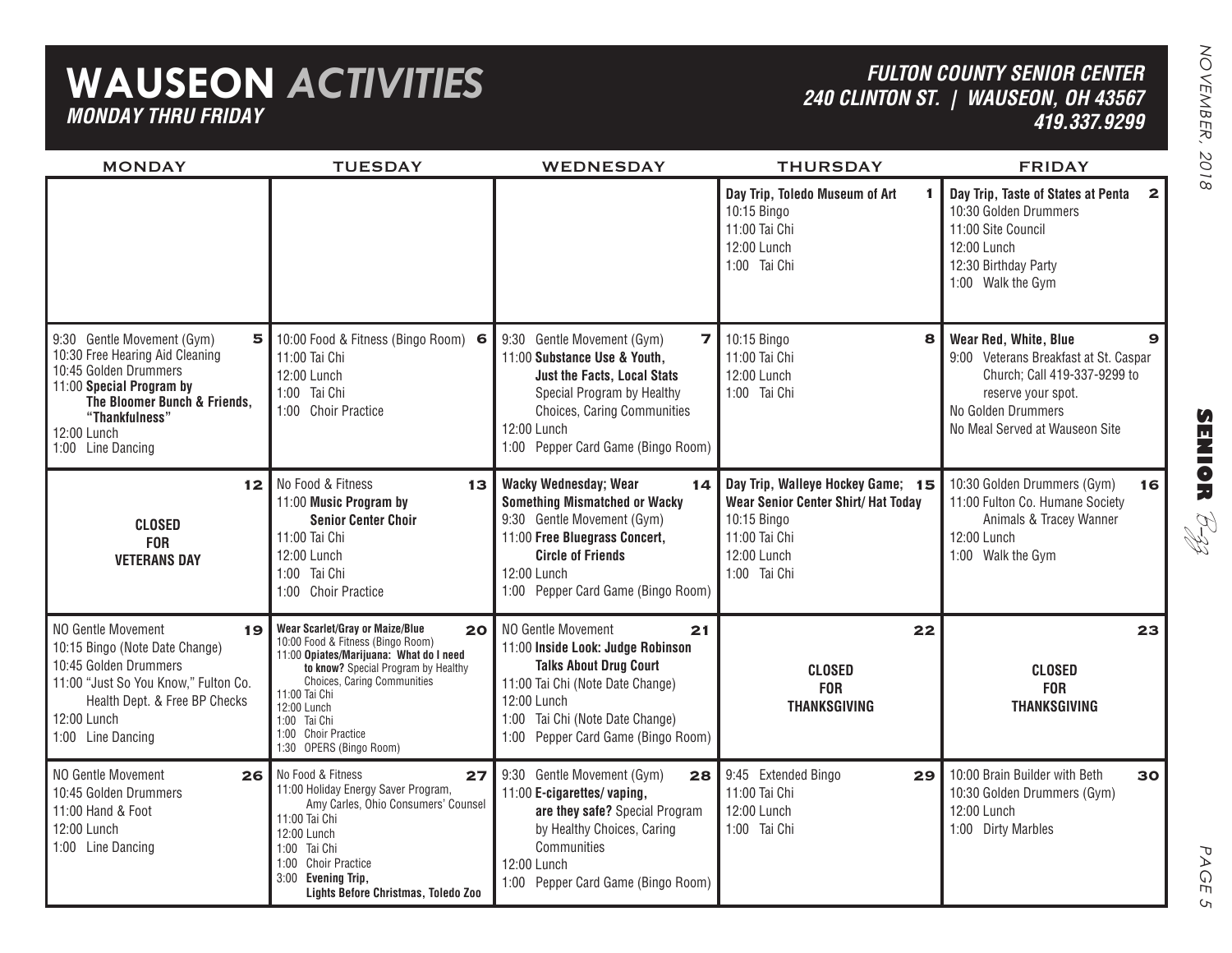# WAUSEON *ACTIVITIES*

***MONDAY THRU FRIDAY***

***FULTON COUNTY SENIOR CENTER***
***240 CLINTON ST. | WAUSEON, OH 43567***
***419.337.9299***

| MONDAY | TUESDAY | WEDNESDAY | THURSDAY | FRIDAY |
|---|---|---|---|---|
| | | | **1** **Day Trip, Toledo Museum of Art**<br>10:15 Bingo<br>11:00 Tai Chi<br>12:00 Lunch<br>1:00 Tai Chi | **2** **Day Trip, Taste of States at Penta**<br>10:30 Golden Drummers<br>11:00 Site Council<br>12:00 Lunch<br>12:30 Birthday Party<br>1:00 Walk the Gym |
| **5**<br>9:30 Gentle Movement (Gym)<br>10:30 Free Hearing Aid Cleaning<br>10:45 Golden Drummers<br>11:00 **Special Program by The Bloomer Bunch & Friends, "Thankfulness"**<br>12:00 Lunch<br>1:00 Line Dancing | **6**<br>10:00 Food & Fitness (Bingo Room)<br>11:00 Tai Chi<br>12:00 Lunch<br>1:00 Tai Chi<br>1:00 Choir Practice | **7**<br>9:30 Gentle Movement (Gym)<br>11:00 **Substance Use & Youth, Just the Facts, Local Stats** Special Program by Healthy Choices, Caring Communities<br>12:00 Lunch<br>1:00 Pepper Card Game (Bingo Room) | **8**<br>10:15 Bingo<br>11:00 Tai Chi<br>12:00 Lunch<br>1:00 Tai Chi | **9** **Wear Red, White, Blue**<br>9:00 Veterans Breakfast at St. Caspar Church; Call 419-337-9299 to reserve your spot.<br>No Golden Drummers<br>No Meal Served at Wauseon Site |
| **12**<br>**CLOSED FOR VETERANS DAY** | **13**<br>No Food & Fitness<br>11:00 **Music Program by Senior Center Choir**<br>11:00 Tai Chi<br>12:00 Lunch<br>1:00 Tai Chi<br>1:00 Choir Practice | **14** **Wacky Wednesday; Wear Something Mismatched or Wacky**<br>9:30 Gentle Movement (Gym)<br>11:00 **Free Bluegrass Concert, Circle of Friends**<br>12:00 Lunch<br>1:00 Pepper Card Game (Bingo Room) | **15** **Day Trip, Walleye Hockey Game; Wear Senior Center Shirt/ Hat Today**<br>10:15 Bingo<br>11:00 Tai Chi<br>12:00 Lunch<br>1:00 Tai Chi | **16**<br>10:30 Golden Drummers (Gym)<br>11:00 Fulton Co. Humane Society Animals & Tracey Wanner<br>12:00 Lunch<br>1:00 Walk the Gym |
| **19**<br>NO Gentle Movement<br>10:15 Bingo (Note Date Change)<br>10:45 Golden Drummers<br>11:00 "Just So You Know," Fulton Co. Health Dept. & Free BP Checks<br>12:00 Lunch<br>1:00 Line Dancing | **20** **Wear Scarlet/Gray or Maize/Blue**<br>10:00 Food & Fitness (Bingo Room)<br>11:00 **Opiates/Marijuana: What do I need to know?** Special Program by Healthy Choices, Caring Communities<br>11:00 Tai Chi<br>12:00 Lunch<br>1:00 Tai Chi<br>1:00 Choir Practice<br>1:30 OPERS (Bingo Room) | **21**<br>NO Gentle Movement<br>11:00 **Inside Look: Judge Robinson Talks About Drug Court**<br>11:00 Tai Chi (Note Date Change)<br>12:00 Lunch<br>1:00 Tai Chi (Note Date Change)<br>1:00 Pepper Card Game (Bingo Room) | **22**<br>**CLOSED FOR THANKSGIVING** | **23**<br>**CLOSED FOR THANKSGIVING** |
| **26**<br>NO Gentle Movement<br>10:45 Golden Drummers<br>11:00 Hand & Foot<br>12:00 Lunch<br>1:00 Line Dancing | **27**<br>No Food & Fitness<br>11:00 Holiday Energy Saver Program, Amy Carles, Ohio Consumers' Counsel<br>11:00 Tai Chi<br>12:00 Lunch<br>1:00 Tai Chi<br>1:00 Choir Practice<br>3:00 **Evening Trip, Lights Before Christmas, Toledo Zoo** | **28**<br>9:30 Gentle Movement (Gym)<br>11:00 **E-cigarettes/ vaping, are they safe?** Special Program by Healthy Choices, Caring Communities<br>12:00 Lunch<br>1:00 Pepper Card Game (Bingo Room) | **29**<br>9:45 Extended Bingo<br>11:00 Tai Chi<br>12:00 Lunch<br>1:00 Tai Chi | **30**<br>10:00 Brain Builder with Beth<br>10:30 Golden Drummers (Gym)<br>12:00 Lunch<br>1:00 Dirty Marbles |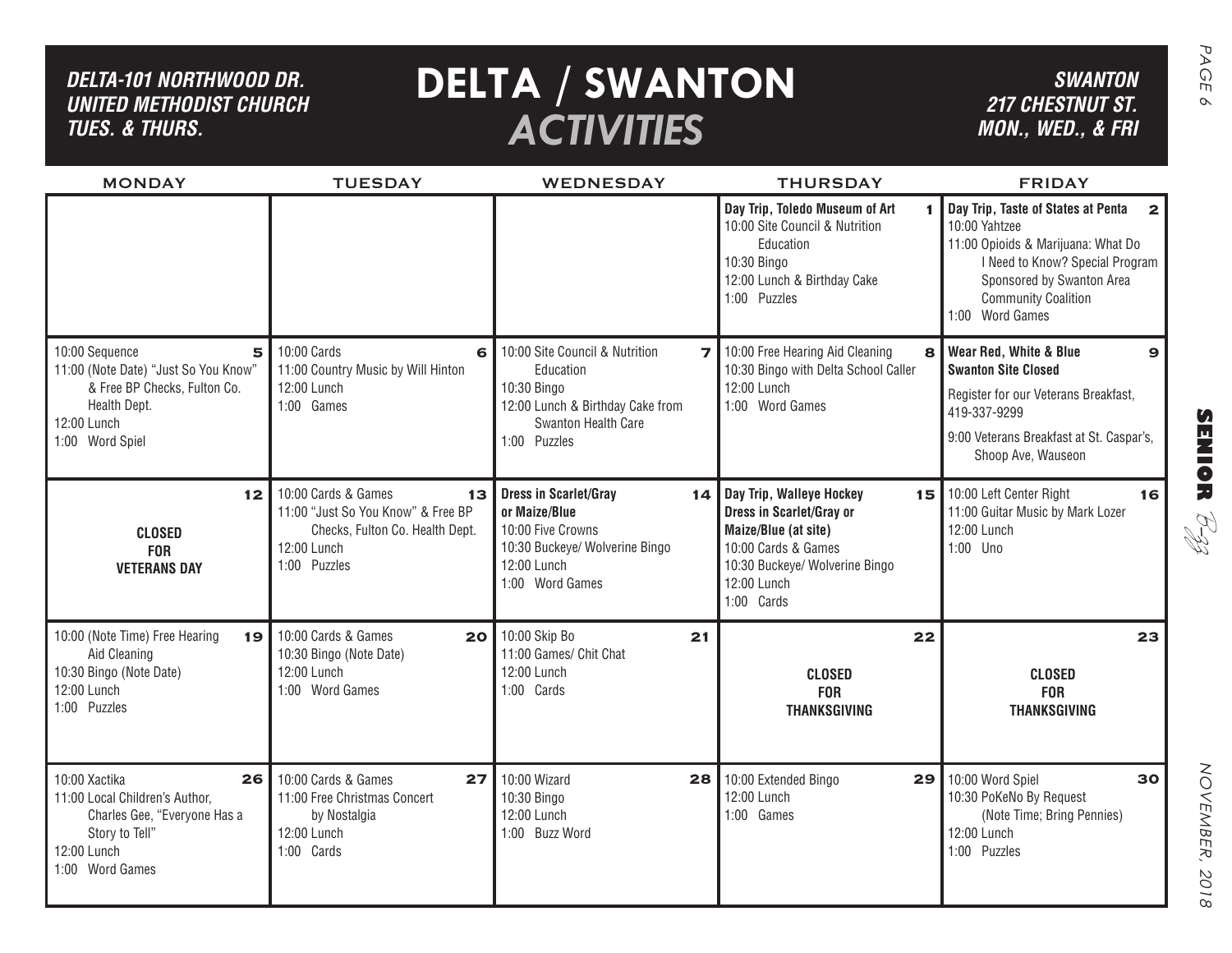# DELTA / SWANTON *ACTIVITIES*

***DELTA-101 NORTHWOOD DR. UNITED METHODIST CHURCH TUES. & THURS.***

***SWANTON 217 CHESTNUT ST. MON., WED., & FRI***

| MONDAY | TUESDAY | WEDNESDAY | THURSDAY | FRIDAY |
|---|---|---|---|---|
| | | | **1** **Day Trip, Toledo Museum of Art**<br>10:00 Site Council & Nutrition Education<br>10:30 Bingo<br>12:00 Lunch & Birthday Cake<br>1:00 Puzzles | **2** **Day Trip, Taste of States at Penta**<br>10:00 Yahtzee<br>11:00 Opioids & Marijuana: What Do I Need to Know? Special Program Sponsored by Swanton Area Community Coalition<br>1:00 Word Games |
| **5**<br>10:00 Sequence<br>11:00 (Note Date) "Just So You Know" & Free BP Checks, Fulton Co. Health Dept.<br>12:00 Lunch<br>1:00 Word Spiel | **6**<br>10:00 Cards<br>11:00 Country Music by Will Hinton<br>12:00 Lunch<br>1:00 Games | **7**<br>10:00 Site Council & Nutrition Education<br>10:30 Bingo<br>12:00 Lunch & Birthday Cake from Swanton Health Care<br>1:00 Puzzles | **8**<br>10:00 Free Hearing Aid Cleaning<br>10:30 Bingo with Delta School Caller<br>12:00 Lunch<br>1:00 Word Games | **9** **Wear Red, White & Blue**<br>**Swanton Site Closed**<br>Register for our Veterans Breakfast, 419-337-9299<br>9:00 Veterans Breakfast at St. Caspar's, Shoop Ave, Wauseon |
| **12**<br>**CLOSED FOR VETERANS DAY** | **13**<br>10:00 Cards & Games<br>11:00 "Just So You Know" & Free BP Checks, Fulton Co. Health Dept.<br>12:00 Lunch<br>1:00 Puzzles | **14** **Dress in Scarlet/Gray or Maize/Blue**<br>10:00 Five Crowns<br>10:30 Buckeye/ Wolverine Bingo<br>12:00 Lunch<br>1:00 Word Games | **15** **Day Trip, Walleye Hockey**<br>**Dress in Scarlet/Gray or Maize/Blue (at site)**<br>10:00 Cards & Games<br>10:30 Buckeye/ Wolverine Bingo<br>12:00 Lunch<br>1:00 Cards | **16**<br>10:00 Left Center Right<br>11:00 Guitar Music by Mark Lozer<br>12:00 Lunch<br>1:00 Uno |
| **19**<br>10:00 (Note Time) Free Hearing Aid Cleaning<br>10:30 Bingo (Note Date)<br>12:00 Lunch<br>1:00 Puzzles | **20**<br>10:00 Cards & Games<br>10:30 Bingo (Note Date)<br>12:00 Lunch<br>1:00 Word Games | **21**<br>10:00 Skip Bo<br>11:00 Games/ Chit Chat<br>12:00 Lunch<br>1:00 Cards | **22**<br>**CLOSED FOR THANKSGIVING** | **23**<br>**CLOSED FOR THANKSGIVING** |
| **26**<br>10:00 Xactika<br>11:00 Local Children's Author, Charles Gee, "Everyone Has a Story to Tell"<br>12:00 Lunch<br>1:00 Word Games | **27**<br>10:00 Cards & Games<br>11:00 Free Christmas Concert by Nostalgia<br>12:00 Lunch<br>1:00 Cards | **28**<br>10:00 Wizard<br>10:30 Bingo<br>12:00 Lunch<br>1:00 Buzz Word | **29**<br>10:00 Extended Bingo<br>12:00 Lunch<br>1:00 Games | **30**<br>10:00 Word Spiel<br>10:30 PoKeNo By Request (Note Time; Bring Pennies)<br>12:00 Lunch<br>1:00 Puzzles |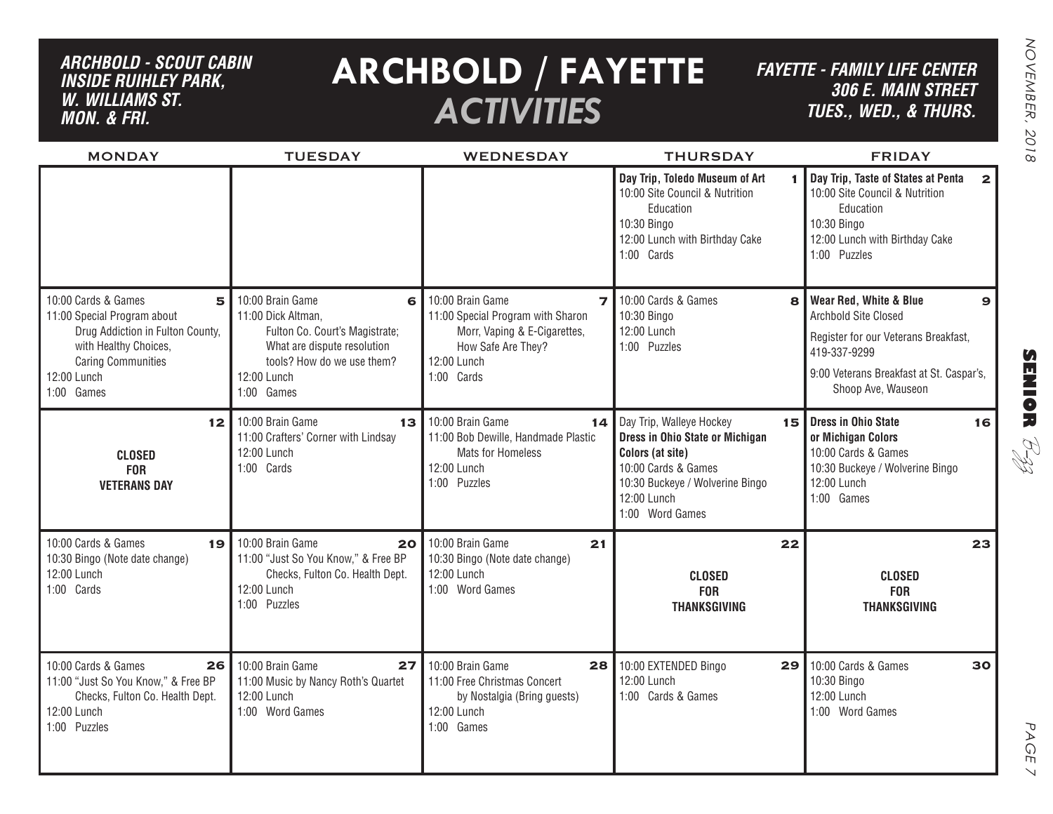*ARCHBOLD - SCOUT CABIN INSIDE RUIHLEY PARK, W. WILLIAMS ST. MON. & FRI.*

# ARCHBOLD / FAYETTE *ACTIVITIES*

*FAYETTE - FAMILY LIFE CENTER 306 E. MAIN STREET TUES., WED., & THURS.*

| MONDAY | TUESDAY | WEDNESDAY | THURSDAY | FRIDAY |
|---|---|---|---|---|
| | | | **1** **Day Trip, Toledo Museum of Art**<br>10:00 Site Council & Nutrition Education<br>10:30 Bingo<br>12:00 Lunch with Birthday Cake<br>1:00 Cards | **2** **Day Trip, Taste of States at Penta**<br>10:00 Site Council & Nutrition Education<br>10:30 Bingo<br>12:00 Lunch with Birthday Cake<br>1:00 Puzzles |
| **5** 10:00 Cards & Games<br>11:00 Special Program about Drug Addiction in Fulton County, with Healthy Choices, Caring Communities<br>12:00 Lunch<br>1:00 Games | **6** 10:00 Brain Game<br>11:00 Dick Altman, Fulton Co. Court's Magistrate; What are dispute resolution tools? How do we use them?<br>12:00 Lunch<br>1:00 Games | **7** 10:00 Brain Game<br>11:00 Special Program with Sharon Morr, Vaping & E-Cigarettes, How Safe Are They?<br>12:00 Lunch<br>1:00 Cards | **8** 10:00 Cards & Games<br>10:30 Bingo<br>12:00 Lunch<br>1:00 Puzzles | **9** **Wear Red, White & Blue**<br>Archbold Site Closed<br>Register for our Veterans Breakfast, 419-337-9299<br>9:00 Veterans Breakfast at St. Caspar's, Shoop Ave, Wauseon |
| **12** **CLOSED FOR VETERANS DAY** | **13** 10:00 Brain Game<br>11:00 Crafters' Corner with Lindsay<br>12:00 Lunch<br>1:00 Cards | **14** 10:00 Brain Game<br>11:00 Bob Dewille, Handmade Plastic Mats for Homeless<br>12:00 Lunch<br>1:00 Puzzles | **15** Day Trip, Walleye Hockey<br>**Dress in Ohio State or Michigan Colors (at site)**<br>10:00 Cards & Games<br>10:30 Buckeye / Wolverine Bingo<br>12:00 Lunch<br>1:00 Word Games | **16** **Dress in Ohio State or Michigan Colors**<br>10:00 Cards & Games<br>10:30 Buckeye / Wolverine Bingo<br>12:00 Lunch<br>1:00 Games |
| **19** 10:00 Cards & Games<br>10:30 Bingo (Note date change)<br>12:00 Lunch<br>1:00 Cards | **20** 10:00 Brain Game<br>11:00 "Just So You Know," & Free BP Checks, Fulton Co. Health Dept.<br>12:00 Lunch<br>1:00 Puzzles | **21** 10:00 Brain Game<br>10:30 Bingo (Note date change)<br>12:00 Lunch<br>1:00 Word Games | **22** **CLOSED FOR THANKSGIVING** | **23** **CLOSED FOR THANKSGIVING** |
| **26** 10:00 Cards & Games<br>11:00 "Just So You Know," & Free BP Checks, Fulton Co. Health Dept.<br>12:00 Lunch<br>1:00 Puzzles | **27** 10:00 Brain Game<br>11:00 Music by Nancy Roth's Quartet<br>12:00 Lunch<br>1:00 Word Games | **28** 10:00 Brain Game<br>11:00 Free Christmas Concert by Nostalgia (Bring guests)<br>12:00 Lunch<br>1:00 Games | **29** 10:00 EXTENDED Bingo<br>12:00 Lunch<br>1:00 Cards & Games | **30** 10:00 Cards & Games<br>10:30 Bingo<br>12:00 Lunch<br>1:00 Word Games |